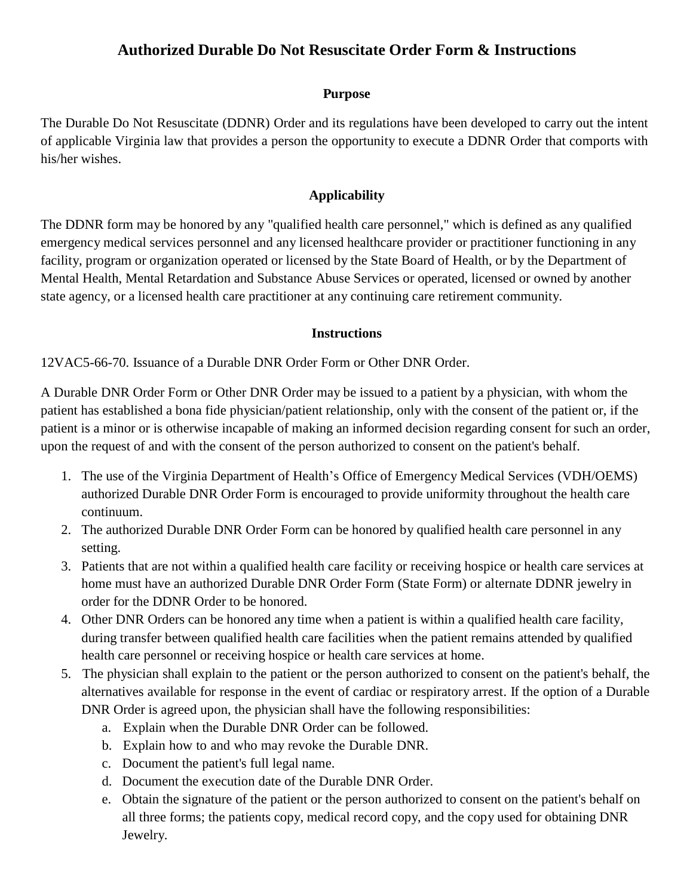# Authorized Durable Do Not Resuscitate Order Form & Instructions

## Purpose

The Durable Do Not Resuscitate (DDNR) Order and its regulations have been developed to carry out the intent of applicable Virginia law that provides a person the opportunity to execute a DDNR Order that comports with his/her wishes.

## Applicability

The DDNR form may be honored by any "qualified health care personnel," which is defined as any qualified emergency medical services personnel and any licensed healthcare provider or practitioner functioning in any facility, program or organization operated or licensed by the State Board of Health, or by the Department of Mental Health, Mental Retardation and Substance Abuse Services or operated, licensed or owned by another state agency, or a licensed health care practitioner at any continuing care retirement community.

## Instructions

12VAC5-66-70. Issuance of a Durable DNR Order Form or Other DNR Order.

A Durable DNR Order Form or Other DNR Order may be issued to a patient by a physician, with whom the patient has established a bona fide physician/patient relationship, only with the consent of the patient or, if the patient is a minor or is otherwise incapable of making an informed decision regarding consent for such an order, upon the request of and with the consent of the person authorized to consent on the patient's behalf.

1. The use of the Virginia Department of Health's Office of Emergency Medical Services (VDH/OEMS) authorized Durable DNR Order Form is encouraged to provide uniformity throughout the health care continuum.
2. The authorized Durable DNR Order Form can be honored by qualified health care personnel in any setting.
3. Patients that are not within a qualified health care facility or receiving hospice or health care services at home must have an authorized Durable DNR Order Form (State Form) or alternate DDNR jewelry in order for the DDNR Order to be honored.
4. Other DNR Orders can be honored any time when a patient is within a qualified health care facility, during transfer between qualified health care facilities when the patient remains attended by qualified health care personnel or receiving hospice or health care services at home.
5. The physician shall explain to the patient or the person authorized to consent on the patient's behalf, the alternatives available for response in the event of cardiac or respiratory arrest. If the option of a Durable DNR Order is agreed upon, the physician shall have the following responsibilities:
   a. Explain when the Durable DNR Order can be followed.
   b. Explain how to and who may revoke the Durable DNR.
   c. Document the patient's full legal name.
   d. Document the execution date of the Durable DNR Order.
   e. Obtain the signature of the patient or the person authorized to consent on the patient's behalf on all three forms; the patients copy, medical record copy, and the copy used for obtaining DNR Jewelry.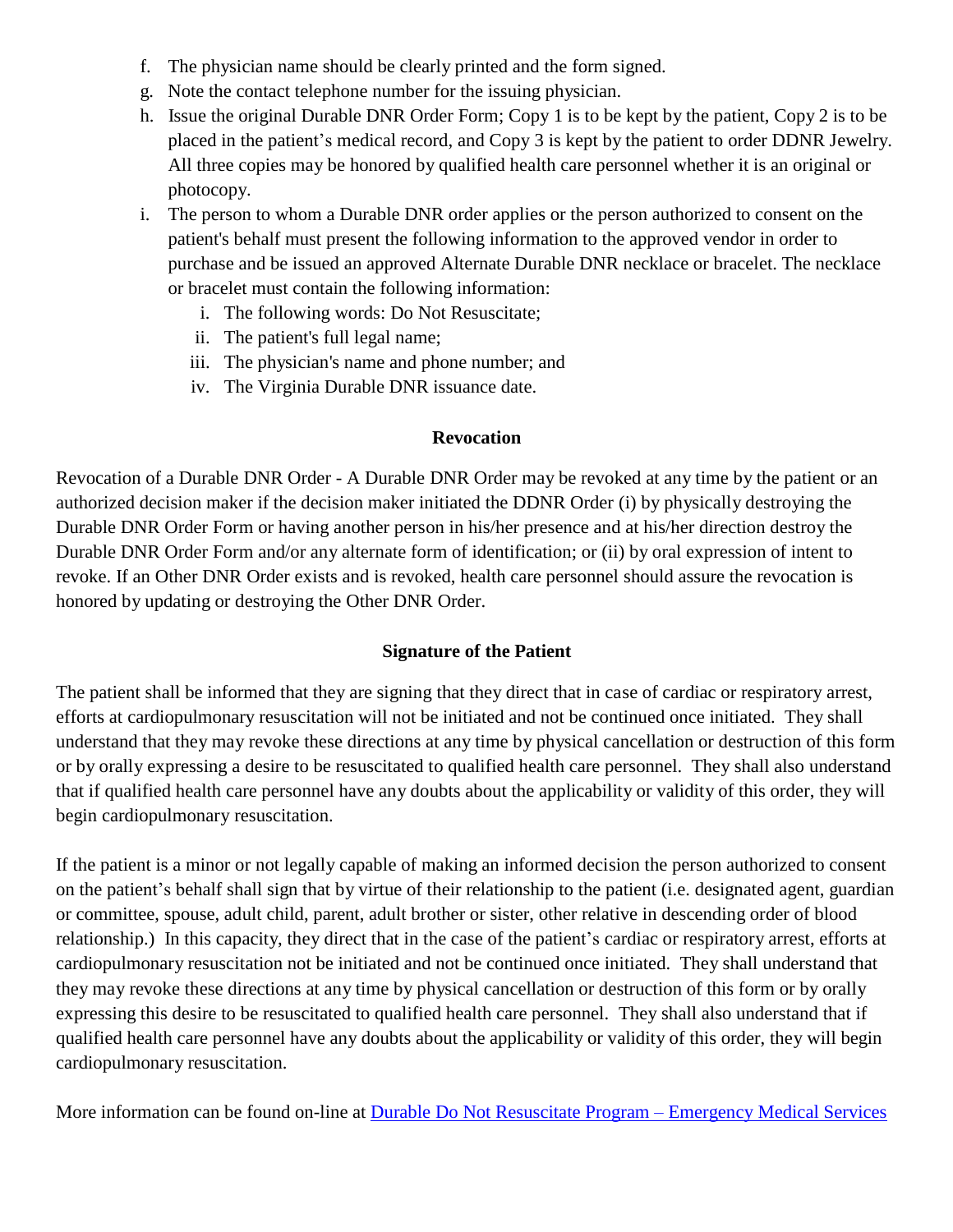f. The physician name should be clearly printed and the form signed.
g. Note the contact telephone number for the issuing physician.
h. Issue the original Durable DNR Order Form; Copy 1 is to be kept by the patient, Copy 2 is to be placed in the patient's medical record, and Copy 3 is kept by the patient to order DDNR Jewelry. All three copies may be honored by qualified health care personnel whether it is an original or photocopy.
i. The person to whom a Durable DNR order applies or the person authorized to consent on the patient's behalf must present the following information to the approved vendor in order to purchase and be issued an approved Alternate Durable DNR necklace or bracelet. The necklace or bracelet must contain the following information:
    i. The following words: Do Not Resuscitate;
    ii. The patient's full legal name;
    iii. The physician's name and phone number; and
    iv. The Virginia Durable DNR issuance date.

**Revocation**

Revocation of a Durable DNR Order - A Durable DNR Order may be revoked at any time by the patient or an authorized decision maker if the decision maker initiated the DDNR Order (i) by physically destroying the Durable DNR Order Form or having another person in his/her presence and at his/her direction destroy the Durable DNR Order Form and/or any alternate form of identification; or (ii) by oral expression of intent to revoke. If an Other DNR Order exists and is revoked, health care personnel should assure the revocation is honored by updating or destroying the Other DNR Order.

**Signature of the Patient**

The patient shall be informed that they are signing that they direct that in case of cardiac or respiratory arrest, efforts at cardiopulmonary resuscitation will not be initiated and not be continued once initiated. They shall understand that they may revoke these directions at any time by physical cancellation or destruction of this form or by orally expressing a desire to be resuscitated to qualified health care personnel. They shall also understand that if qualified health care personnel have any doubts about the applicability or validity of this order, they will begin cardiopulmonary resuscitation.

If the patient is a minor or not legally capable of making an informed decision the person authorized to consent on the patient's behalf shall sign that by virtue of their relationship to the patient (i.e. designated agent, guardian or committee, spouse, adult child, parent, adult brother or sister, other relative in descending order of blood relationship.) In this capacity, they direct that in the case of the patient's cardiac or respiratory arrest, efforts at cardiopulmonary resuscitation not be initiated and not be continued once initiated. They shall understand that they may revoke these directions at any time by physical cancellation or destruction of this form or by orally expressing this desire to be resuscitated to qualified health care personnel. They shall also understand that if qualified health care personnel have any doubts about the applicability or validity of this order, they will begin cardiopulmonary resuscitation.

More information can be found on-line at Durable Do Not Resuscitate Program – Emergency Medical Services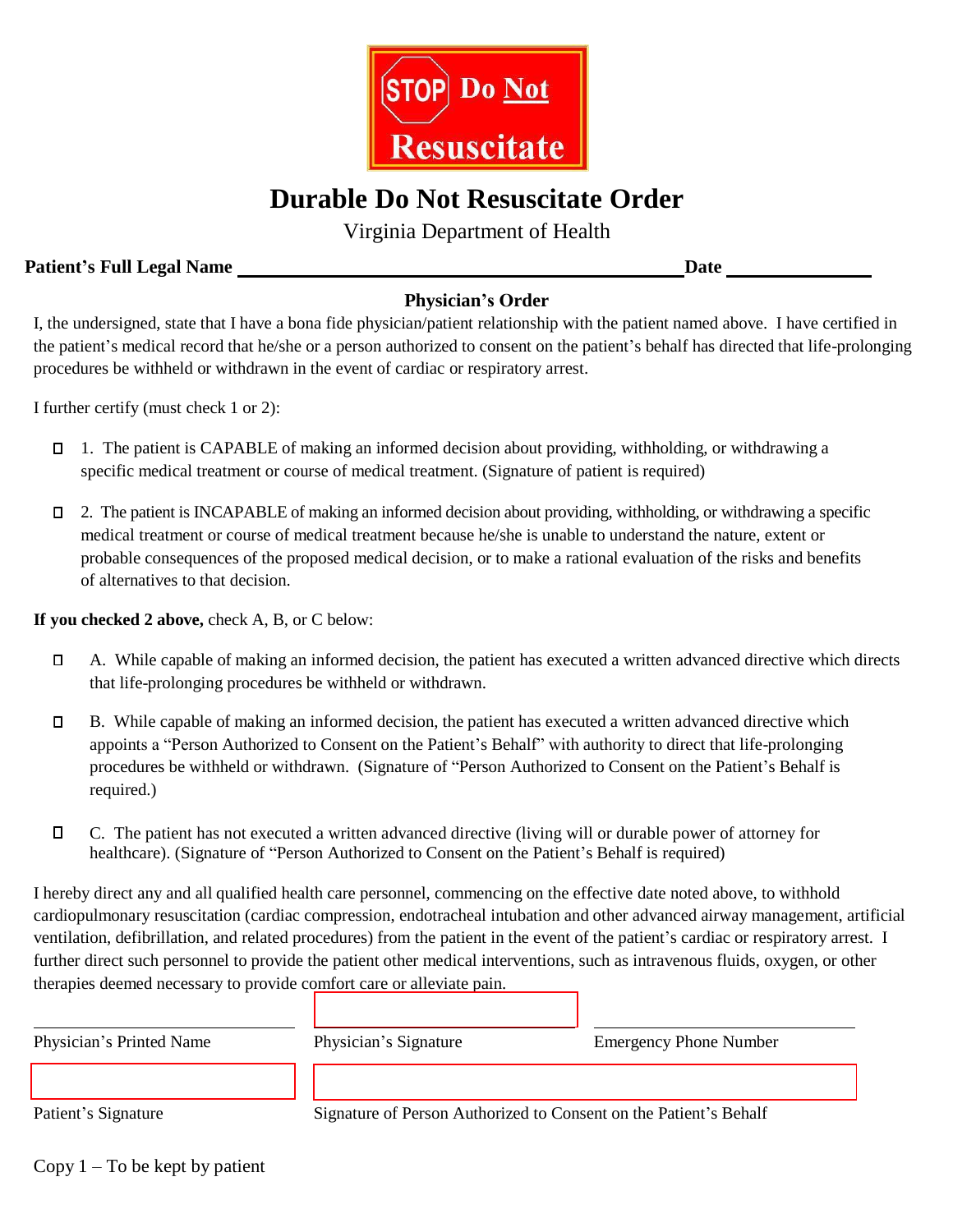STOP Do Not Resuscitate

# Durable Do Not Resuscitate Order

Virginia Department of Health

**Patient's Full Legal Name** ______________________________ **Date** ____________

### Physician's Order

I, the undersigned, state that I have a bona fide physician/patient relationship with the patient named above. I have certified in the patient's medical record that he/she or a person authorized to consent on the patient's behalf has directed that life-prolonging procedures be withheld or withdrawn in the event of cardiac or respiratory arrest.

I further certify (must check 1 or 2):

- ☐ 1. The patient is CAPABLE of making an informed decision about providing, withholding, or withdrawing a specific medical treatment or course of medical treatment. (Signature of patient is required)
- ☐ 2. The patient is INCAPABLE of making an informed decision about providing, withholding, or withdrawing a specific medical treatment or course of medical treatment because he/she is unable to understand the nature, extent or probable consequences of the proposed medical decision, or to make a rational evaluation of the risks and benefits of alternatives to that decision.

**If you checked 2 above,** check A, B, or C below:

- ☐ A. While capable of making an informed decision, the patient has executed a written advanced directive which directs that life-prolonging procedures be withheld or withdrawn.
- ☐ B. While capable of making an informed decision, the patient has executed a written advanced directive which appoints a "Person Authorized to Consent on the Patient's Behalf" with authority to direct that life-prolonging procedures be withheld or withdrawn. (Signature of "Person Authorized to Consent on the Patient's Behalf is required.)
- ☐ C. The patient has not executed a written advanced directive (living will or durable power of attorney for healthcare). (Signature of "Person Authorized to Consent on the Patient's Behalf is required)

I hereby direct any and all qualified health care personnel, commencing on the effective date noted above, to withhold cardiopulmonary resuscitation (cardiac compression, endotracheal intubation and other advanced airway management, artificial ventilation, defibrillation, and related procedures) from the patient in the event of the patient's cardiac or respiratory arrest. I further direct such personnel to provide the patient other medical interventions, such as intravenous fluids, oxygen, or other therapies deemed necessary to provide comfort care or alleviate pain.

| ______________________ | ______________________ | ______________________ |
|---|---|---|
| Physician's Printed Name | Physician's Signature | Emergency Phone Number |

| ______________________ | ______________________________________________ |
|---|---|
| Patient's Signature | Signature of Person Authorized to Consent on the Patient's Behalf |

Copy 1 – To be kept by patient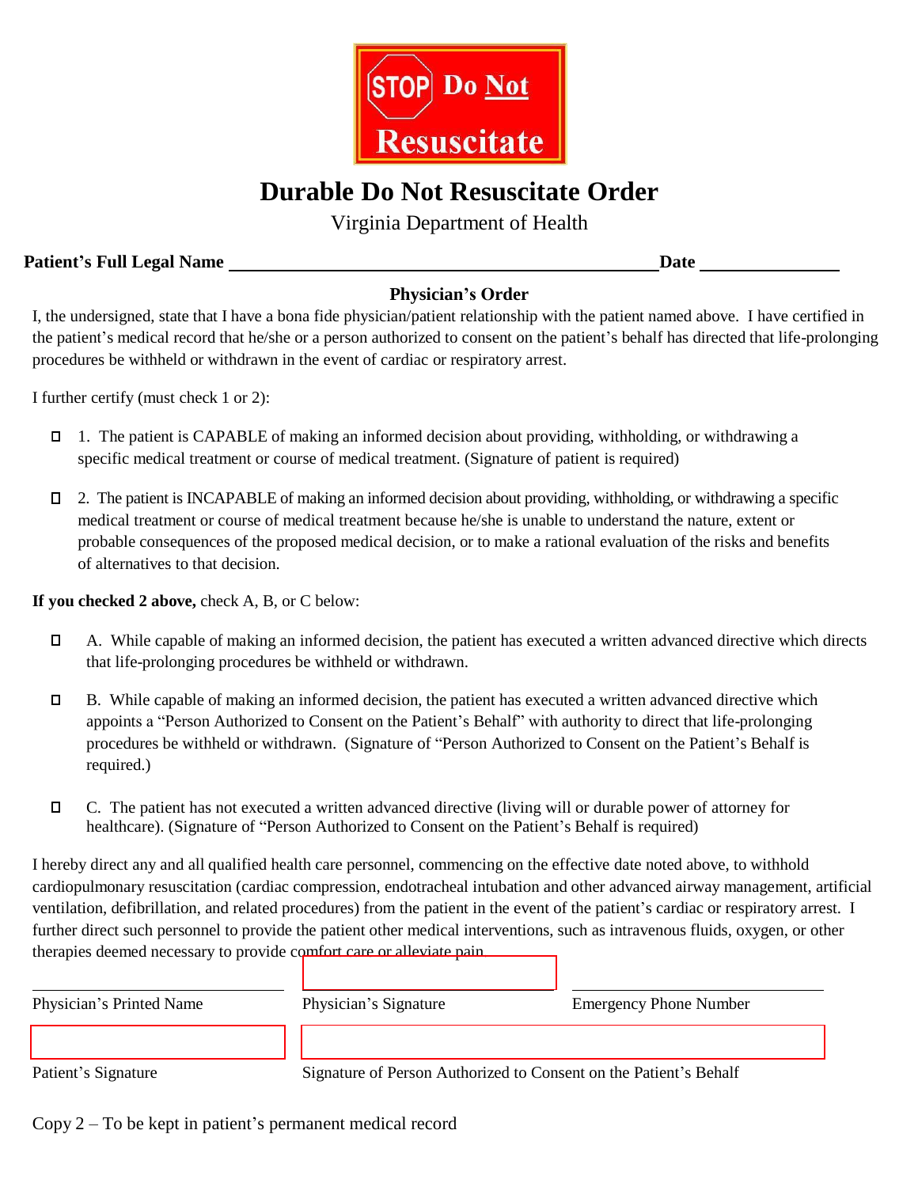STOP Do Not Resuscitate

# Durable Do Not Resuscitate Order

Virginia Department of Health

**Patient's Full Legal Name** ______________________________ **Date** ______________

### Physician's Order

I, the undersigned, state that I have a bona fide physician/patient relationship with the patient named above. I have certified in the patient's medical record that he/she or a person authorized to consent on the patient's behalf has directed that life-prolonging procedures be withheld or withdrawn in the event of cardiac or respiratory arrest.

I further certify (must check 1 or 2):

- ☐ 1. The patient is CAPABLE of making an informed decision about providing, withholding, or withdrawing a specific medical treatment or course of medical treatment. (Signature of patient is required)
- ☐ 2. The patient is INCAPABLE of making an informed decision about providing, withholding, or withdrawing a specific medical treatment or course of medical treatment because he/she is unable to understand the nature, extent or probable consequences of the proposed medical decision, or to make a rational evaluation of the risks and benefits of alternatives to that decision.

**If you checked 2 above,** check A, B, or C below:

- ☐ A. While capable of making an informed decision, the patient has executed a written advanced directive which directs that life-prolonging procedures be withheld or withdrawn.
- ☐ B. While capable of making an informed decision, the patient has executed a written advanced directive which appoints a "Person Authorized to Consent on the Patient's Behalf" with authority to direct that life-prolonging procedures be withheld or withdrawn. (Signature of "Person Authorized to Consent on the Patient's Behalf is required.)
- ☐ C. The patient has not executed a written advanced directive (living will or durable power of attorney for healthcare). (Signature of "Person Authorized to Consent on the Patient's Behalf is required)

I hereby direct any and all qualified health care personnel, commencing on the effective date noted above, to withhold cardiopulmonary resuscitation (cardiac compression, endotracheal intubation and other advanced airway management, artificial ventilation, defibrillation, and related procedures) from the patient in the event of the patient's cardiac or respiratory arrest. I further direct such personnel to provide the patient other medical interventions, such as intravenous fluids, oxygen, or other therapies deemed necessary to provide comfort care or alleviate pain.

| ______________________ | ______________________ | ______________________ |
|---|---|---|
| Physician's Printed Name | Physician's Signature | Emergency Phone Number |

| ______________________ | ______________________ |
|---|---|
| Patient's Signature | Signature of Person Authorized to Consent on the Patient's Behalf |

Copy 2 – To be kept in patient's permanent medical record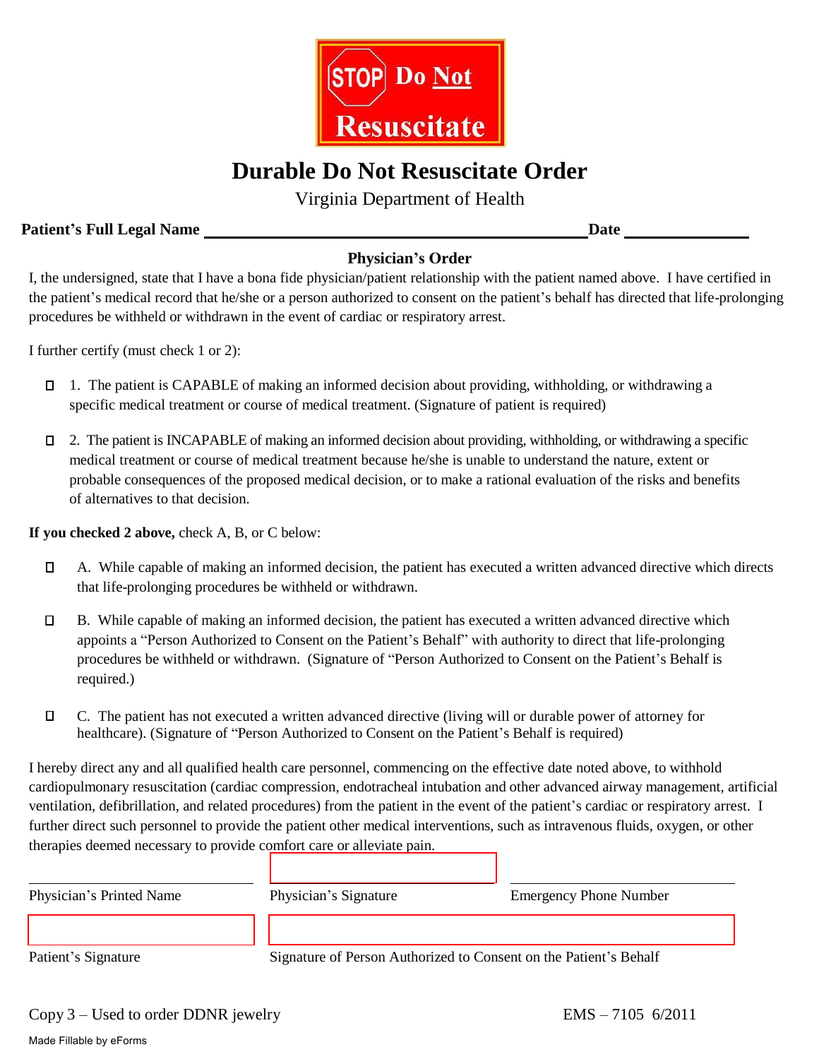**STOP Do Not Resuscitate**

# Durable Do Not Resuscitate Order

Virginia Department of Health

**Patient's Full Legal Name** \_\_\_\_\_\_\_\_\_\_\_\_\_\_\_\_\_\_\_\_\_\_\_\_\_\_\_\_\_\_\_\_\_\_\_\_\_\_\_\_ **Date** \_\_\_\_\_\_\_\_\_\_\_\_\_\_

## Physician's Order

I, the undersigned, state that I have a bona fide physician/patient relationship with the patient named above. I have certified in the patient's medical record that he/she or a person authorized to consent on the patient's behalf has directed that life-prolonging procedures be withheld or withdrawn in the event of cardiac or respiratory arrest.

I further certify (must check 1 or 2):

- ☐ 1. The patient is CAPABLE of making an informed decision about providing, withholding, or withdrawing a specific medical treatment or course of medical treatment. (Signature of patient is required)

- ☐ 2. The patient is INCAPABLE of making an informed decision about providing, withholding, or withdrawing a specific medical treatment or course of medical treatment because he/she is unable to understand the nature, extent or probable consequences of the proposed medical decision, or to make a rational evaluation of the risks and benefits of alternatives to that decision.

**If you checked 2 above,** check A, B, or C below:

- ☐ A. While capable of making an informed decision, the patient has executed a written advanced directive which directs that life-prolonging procedures be withheld or withdrawn.

- ☐ B. While capable of making an informed decision, the patient has executed a written advanced directive which appoints a "Person Authorized to Consent on the Patient's Behalf" with authority to direct that life-prolonging procedures be withheld or withdrawn. (Signature of "Person Authorized to Consent on the Patient's Behalf is required.)

- ☐ C. The patient has not executed a written advanced directive (living will or durable power of attorney for healthcare). (Signature of "Person Authorized to Consent on the Patient's Behalf is required)

I hereby direct any and all qualified health care personnel, commencing on the effective date noted above, to withhold cardiopulmonary resuscitation (cardiac compression, endotracheal intubation and other advanced airway management, artificial ventilation, defibrillation, and related procedures) from the patient in the event of the patient's cardiac or respiratory arrest. I further direct such personnel to provide the patient other medical interventions, such as intravenous fluids, oxygen, or other therapies deemed necessary to provide comfort care or alleviate pain.

| | | |
|---|---|---|
| \_\_\_\_\_\_\_\_\_\_\_\_\_\_\_\_\_\_\_\_ | \_\_\_\_\_\_\_\_\_\_\_\_\_\_\_\_\_\_\_\_ | \_\_\_\_\_\_\_\_\_\_\_\_\_\_\_\_\_\_\_\_ |
| Physician's Printed Name | Physician's Signature | Emergency Phone Number |
| \_\_\_\_\_\_\_\_\_\_\_\_\_\_\_\_\_\_\_\_ | \_\_\_\_\_\_\_\_\_\_\_\_\_\_\_\_\_\_\_\_ | |
| Patient's Signature | Signature of Person Authorized to Consent on the Patient's Behalf | |

Copy 3 – Used to order DDNR jewelry

EMS – 7105 6/2011

Made Fillable by eForms